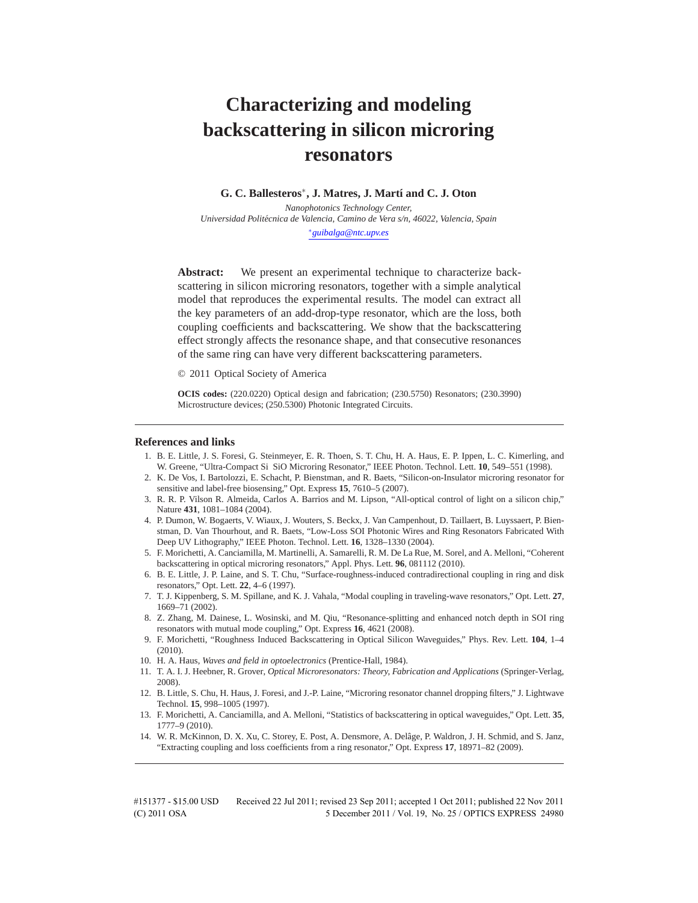# Characterizing and modeling backscattering in silicon microring resonators

**G. C. Ballesteros*, J. Matres, J. Martí and C. J. Oton**

*Nanophotonics Technology Center,*
*Universidad Politécnica de Valencia, Camino de Vera s/n, 46022, Valencia, Spain*
*guibalga@ntc.upv.es

**Abstract:** We present an experimental technique to characterize backscattering in silicon microring resonators, together with a simple analytical model that reproduces the experimental results. The model can extract all the key parameters of an add-drop-type resonator, which are the loss, both coupling coefficients and backscattering. We show that the backscattering effect strongly affects the resonance shape, and that consecutive resonances of the same ring can have very different backscattering parameters.

© 2011 Optical Society of America

**OCIS codes:** (220.0220) Optical design and fabrication; (230.5750) Resonators; (230.3990) Microstructure devices; (250.5300) Photonic Integrated Circuits.

## References and links

1. B. E. Little, J. S. Foresi, G. Steinmeyer, E. R. Thoen, S. T. Chu, H. A. Haus, E. P. Ippen, L. C. Kimerling, and W. Greene, "Ultra-Compact Si SiO Microring Resonator," IEEE Photon. Technol. Lett. **10**, 549–551 (1998).
2. K. De Vos, I. Bartolozzi, E. Schacht, P. Bienstman, and R. Baets, "Silicon-on-Insulator microring resonator for sensitive and label-free biosensing," Opt. Express **15**, 7610–5 (2007).
3. R. R. P. Vilson R. Almeida, Carlos A. Barrios and M. Lipson, "All-optical control of light on a silicon chip," Nature **431**, 1081–1084 (2004).
4. P. Dumon, W. Bogaerts, V. Wiaux, J. Wouters, S. Beckx, J. Van Campenhout, D. Taillaert, B. Luyssaert, P. Bienstman, D. Van Thourhout, and R. Baets, "Low-Loss SOI Photonic Wires and Ring Resonators Fabricated With Deep UV Lithography," IEEE Photon. Technol. Lett. **16**, 1328–1330 (2004).
5. F. Morichetti, A. Canciamilla, M. Martinelli, A. Samarelli, R. M. De La Rue, M. Sorel, and A. Melloni, "Coherent backscattering in optical microring resonators," Appl. Phys. Lett. **96**, 081112 (2010).
6. B. E. Little, J. P. Laine, and S. T. Chu, "Surface-roughness-induced contradirectional coupling in ring and disk resonators," Opt. Lett. **22**, 4–6 (1997).
7. T. J. Kippenberg, S. M. Spillane, and K. J. Vahala, "Modal coupling in traveling-wave resonators," Opt. Lett. **27**, 1669–71 (2002).
8. Z. Zhang, M. Dainese, L. Wosinski, and M. Qiu, "Resonance-splitting and enhanced notch depth in SOI ring resonators with mutual mode coupling," Opt. Express **16**, 4621 (2008).
9. F. Morichetti, "Roughness Induced Backscattering in Optical Silicon Waveguides," Phys. Rev. Lett. **104**, 1–4 (2010).
10. H. A. Haus, *Waves and field in optoelectronics* (Prentice-Hall, 1984).
11. T. A. I. J. Heebner, R. Grover, *Optical Microresonators: Theory, Fabrication and Applications* (Springer-Verlag, 2008).
12. B. Little, S. Chu, H. Haus, J. Foresi, and J.-P. Laine, "Microring resonator channel dropping filters," J. Lightwave Technol. **15**, 998–1005 (1997).
13. F. Morichetti, A. Canciamilla, and A. Melloni, "Statistics of backscattering in optical waveguides," Opt. Lett. **35**, 1777–9 (2010).
14. W. R. McKinnon, D. X. Xu, C. Storey, E. Post, A. Densmore, A. Delâge, P. Waldron, J. H. Schmid, and S. Janz, "Extracting coupling and loss coefficients from a ring resonator," Opt. Express **17**, 18971–82 (2009).

#151377 - $15.00 USD Received 22 Jul 2011; revised 23 Sep 2011; accepted 1 Oct 2011; published 22 Nov 2011
(C) 2011 OSA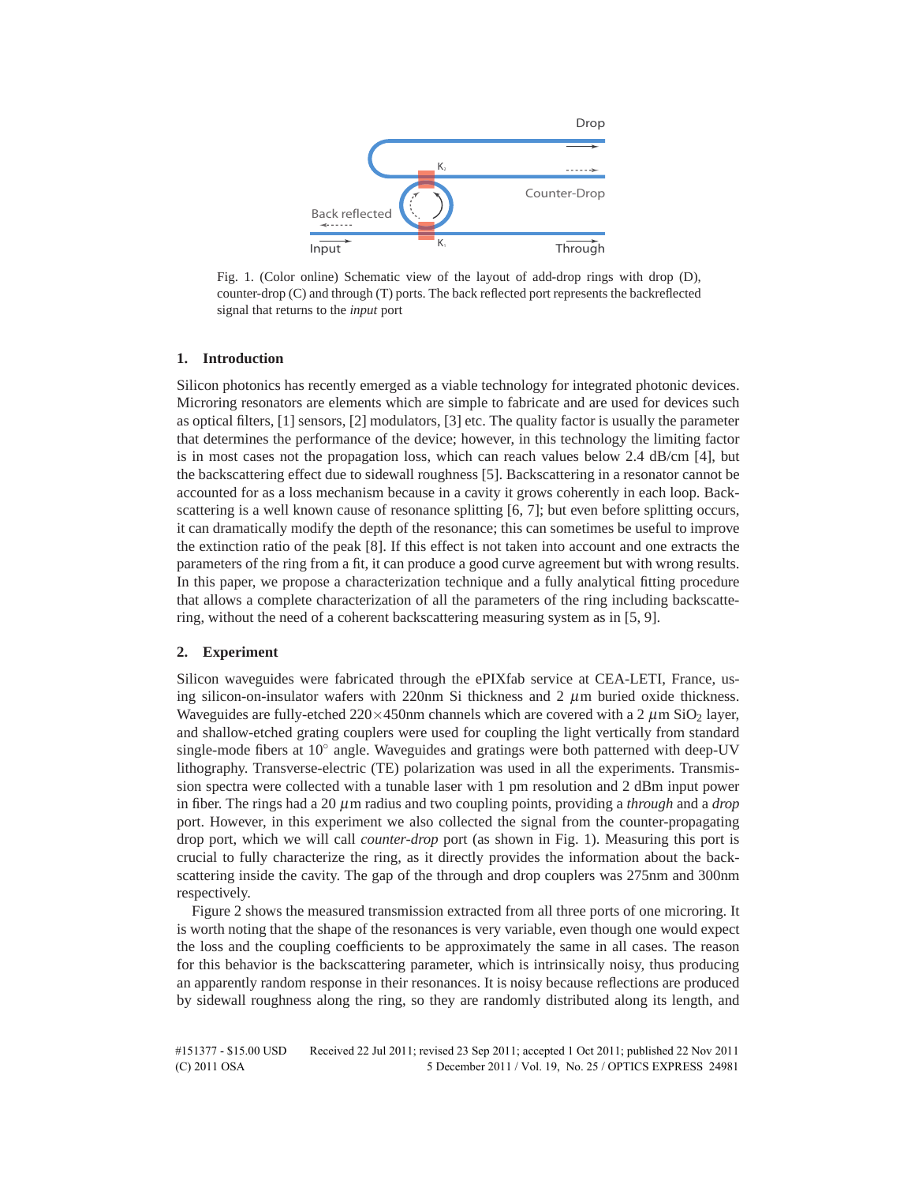Fig. 1. (Color online) Schematic view of the layout of add-drop rings with drop (D), counter-drop (C) and through (T) ports. The back reflected port represents the backreflected signal that returns to the *input* port

## 1. Introduction

Silicon photonics has recently emerged as a viable technology for integrated photonic devices. Microring resonators are elements which are simple to fabricate and are used for devices such as optical filters, [1] sensors, [2] modulators, [3] etc. The quality factor is usually the parameter that determines the performance of the device; however, in this technology the limiting factor is in most cases not the propagation loss, which can reach values below 2.4 dB/cm [4], but the backscattering effect due to sidewall roughness [5]. Backscattering in a resonator cannot be accounted for as a loss mechanism because in a cavity it grows coherently in each loop. Backscattering is a well known cause of resonance splitting [6, 7]; but even before splitting occurs, it can dramatically modify the depth of the resonance; this can sometimes be useful to improve the extinction ratio of the peak [8]. If this effect is not taken into account and one extracts the parameters of the ring from a fit, it can produce a good curve agreement but with wrong results. In this paper, we propose a characterization technique and a fully analytical fitting procedure that allows a complete characterization of all the parameters of the ring including backscattering, without the need of a coherent backscattering measuring system as in [5, 9].

## 2. Experiment

Silicon waveguides were fabricated through the ePIXfab service at CEA-LETI, France, using silicon-on-insulator wafers with 220nm Si thickness and 2 $\mu$m buried oxide thickness. Waveguides are fully-etched 220×450nm channels which are covered with a 2 $\mu$m $SiO_2$ layer, and shallow-etched grating couplers were used for coupling the light vertically from standard single-mode fibers at 10° angle. Waveguides and gratings were both patterned with deep-UV lithography. Transverse-electric (TE) polarization was used in all the experiments. Transmission spectra were collected with a tunable laser with 1 pm resolution and 2 dBm input power in fiber. The rings had a 20 $\mu$m radius and two coupling points, providing a *through* and a *drop* port. However, in this experiment we also collected the signal from the counter-propagating drop port, which we will call *counter-drop* port (as shown in Fig. 1). Measuring this port is crucial to fully characterize the ring, as it directly provides the information about the backscattering inside the cavity. The gap of the through and drop couplers was 275nm and 300nm respectively.

Figure 2 shows the measured transmission extracted from all three ports of one microring. It is worth noting that the shape of the resonances is very variable, even though one would expect the loss and the coupling coefficients to be approximately the same in all cases. The reason for this behavior is the backscattering parameter, which is intrinsically noisy, thus producing an apparently random response in their resonances. It is noisy because reflections are produced by sidewall roughness along the ring, so they are randomly distributed along its length, and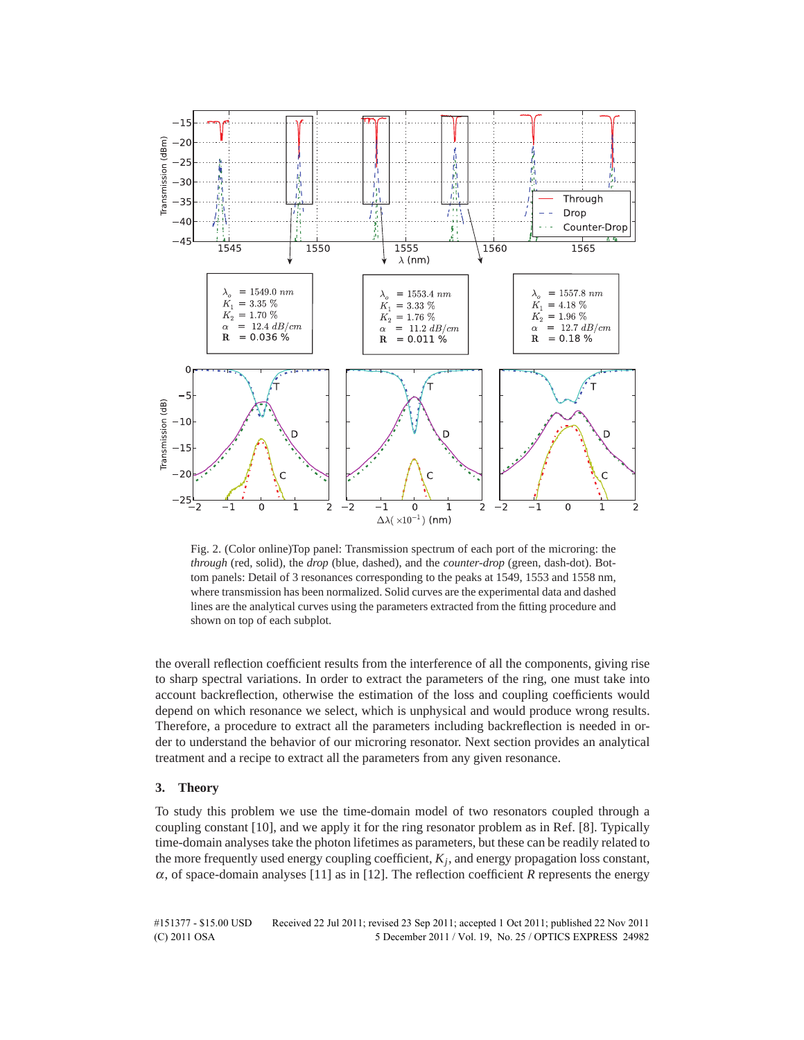Fig. 2. (Color online)Top panel: Transmission spectrum of each port of the microring: the *through* (red, solid), the *drop* (blue, dashed), and the *counter-drop* (green, dash-dot). Bottom panels: Detail of 3 resonances corresponding to the peaks at 1549, 1553 and 1558 nm, where transmission has been normalized. Solid curves are the experimental data and dashed lines are the analytical curves using the parameters extracted from the fitting procedure and shown on top of each subplot.

the overall reflection coefficient results from the interference of all the components, giving rise to sharp spectral variations. In order to extract the parameters of the ring, one must take into account backreflection, otherwise the estimation of the loss and coupling coefficients would depend on which resonance we select, which is unphysical and would produce wrong results. Therefore, a procedure to extract all the parameters including backreflection is needed in order to understand the behavior of our microring resonator. Next section provides an analytical treatment and a recipe to extract all the parameters from any given resonance.

## 3. Theory

To study this problem we use the time-domain model of two resonators coupled through a coupling constant [10], and we apply it for the ring resonator problem as in Ref. [8]. Typically time-domain analyses take the photon lifetimes as parameters, but these can be readily related to the more frequently used energy coupling coefficient, $K_j$, and energy propagation loss constant, $\alpha$, of space-domain analyses [11] as in [12]. The reflection coefficient $R$ represents the energy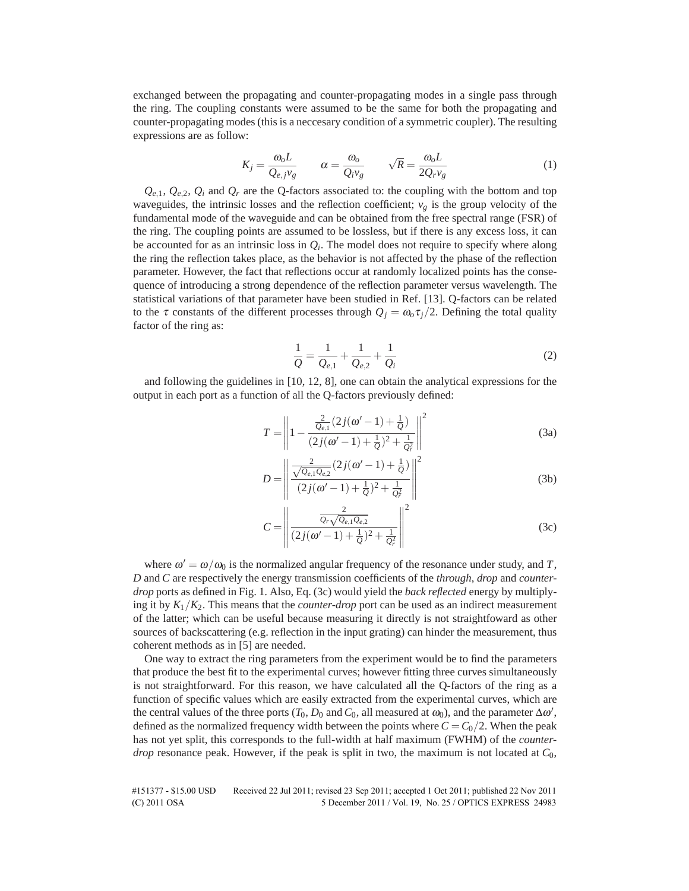exchanged between the propagating and counter-propagating modes in a single pass through the ring. The coupling constants were assumed to be the same for both the propagating and counter-propagating modes (this is a neccesary condition of a symmetric coupler). The resulting expressions are as follow:

$$K_j = \frac{\omega_o L}{Q_{e,j} v_g} \qquad \alpha = \frac{\omega_o}{Q_i v_g} \qquad \sqrt{R} = \frac{\omega_o L}{2 Q_r v_g} \tag{1}$$

$Q_{e,1}$, $Q_{e,2}$, $Q_i$ and $Q_r$ are the Q-factors associated to: the coupling with the bottom and top waveguides, the intrinsic losses and the reflection coefficient; $v_g$ is the group velocity of the fundamental mode of the waveguide and can be obtained from the free spectral range (FSR) of the ring. The coupling points are assumed to be lossless, but if there is any excess loss, it can be accounted for as an intrinsic loss in $Q_i$. The model does not require to specify where along the ring the reflection takes place, as the behavior is not affected by the phase of the reflection parameter. However, the fact that reflections occur at randomly localized points has the consequence of introducing a strong dependence of the reflection parameter versus wavelength. The statistical variations of that parameter have been studied in Ref. [13]. Q-factors can be related to the $\tau$ constants of the different processes through $Q_j = \omega_o \tau_j / 2$. Defining the total quality factor of the ring as:

$$\frac{1}{Q} = \frac{1}{Q_{e,1}} + \frac{1}{Q_{e,2}} + \frac{1}{Q_i} \tag{2}$$

and following the guidelines in [10, 12, 8], one can obtain the analytical expressions for the output in each port as a function of all the Q-factors previously defined:

$$T = \left\| 1 - \frac{\frac{2}{Q_{e,1}}(2j(\omega' - 1) + \frac{1}{Q})}{(2j(\omega' - 1) + \frac{1}{Q})^2 + \frac{1}{Q_r^2}} \right\|^2 \tag{3a}$$

$$D = \left\| \frac{\frac{2}{\sqrt{Q_{e,1} Q_{e,2}}}(2j(\omega' - 1) + \frac{1}{Q})}{(2j(\omega' - 1) + \frac{1}{Q})^2 + \frac{1}{Q_r^2}} \right\|^2 \tag{3b}$$

$$C = \left\| \frac{\frac{2}{Q_r \sqrt{Q_{e,1} Q_{e,2}}}}{(2j(\omega' - 1) + \frac{1}{Q})^2 + \frac{1}{Q_r^2}} \right\|^2 \tag{3c}$$

where $\omega' = \omega / \omega_0$ is the normalized angular frequency of the resonance under study, and $T$, $D$ and $C$ are respectively the energy transmission coefficients of the *through*, *drop* and *counter-drop* ports as defined in Fig. 1. Also, Eq. (3c) would yield the *back reflected* energy by multiplying it by $K_1/K_2$. This means that the *counter-drop* port can be used as an indirect measurement of the latter; which can be useful because measuring it directly is not straightfoward as other sources of backscattering (e.g. reflection in the input grating) can hinder the measurement, thus coherent methods as in [5] are needed.

One way to extract the ring parameters from the experiment would be to find the parameters that produce the best fit to the experimental curves; however fitting three curves simultaneously is not straightforward. For this reason, we have calculated all the Q-factors of the ring as a function of specific values which are easily extracted from the experimental curves, which are the central values of the three ports ($T_0$, $D_0$ and $C_0$, all measured at $\omega_0$), and the parameter $\Delta\omega'$, defined as the normalized frequency width between the points where $C = C_0/2$. When the peak has not yet split, this corresponds to the full-width at half maximum (FWHM) of the *counter-drop* resonance peak. However, if the peak is split in two, the maximum is not located at $C_0$,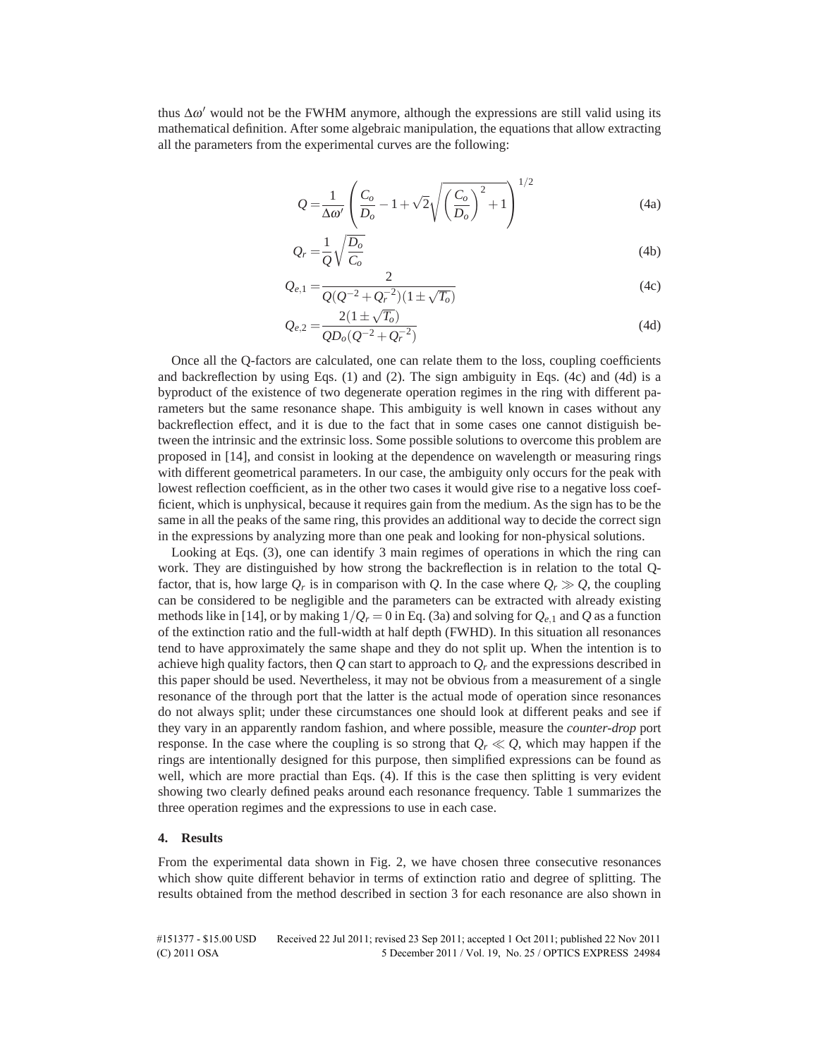thus $\Delta\omega'$ would not be the FWHM anymore, although the expressions are still valid using its mathematical definition. After some algebraic manipulation, the equations that allow extracting all the parameters from the experimental curves are the following:

$$Q = \frac{1}{\Delta\omega'}\left(\frac{C_o}{D_o} - 1 + \sqrt{2}\sqrt{\left(\frac{C_o}{D_o}\right)^2 + 1}\right)^{1/2} \tag{4a}$$

$$Q_r = \frac{1}{Q}\sqrt{\frac{D_o}{C_o}} \tag{4b}$$

$$Q_{e,1} = \frac{2}{Q(Q^{-2} + Q_r^{-2})(1 \pm \sqrt{T_o})} \tag{4c}$$

$$Q_{e,2} = \frac{2(1 \pm \sqrt{T_o})}{QD_o(Q^{-2} + Q_r^{-2})} \tag{4d}$$

Once all the Q-factors are calculated, one can relate them to the loss, coupling coefficients and backreflection by using Eqs. (1) and (2). The sign ambiguity in Eqs. (4c) and (4d) is a byproduct of the existence of two degenerate operation regimes in the ring with different parameters but the same resonance shape. This ambiguity is well known in cases without any backreflection effect, and it is due to the fact that in some cases one cannot distiguish between the intrinsic and the extrinsic loss. Some possible solutions to overcome this problem are proposed in [14], and consist in looking at the dependence on wavelength or measuring rings with different geometrical parameters. In our case, the ambiguity only occurs for the peak with lowest reflection coefficient, as in the other two cases it would give rise to a negative loss coefficient, which is unphysical, because it requires gain from the medium. As the sign has to be the same in all the peaks of the same ring, this provides an additional way to decide the correct sign in the expressions by analyzing more than one peak and looking for non-physical solutions.

Looking at Eqs. (3), one can identify 3 main regimes of operations in which the ring can work. They are distinguished by how strong the backreflection is in relation to the total Q-factor, that is, how large $Q_r$ is in comparison with $Q$. In the case where $Q_r \gg Q$, the coupling can be considered to be negligible and the parameters can be extracted with already existing methods like in [14], or by making $1/Q_r = 0$ in Eq. (3a) and solving for $Q_{e,1}$ and $Q$ as a function of the extinction ratio and the full-width at half depth (FWHD). In this situation all resonances tend to have approximately the same shape and they do not split up. When the intention is to achieve high quality factors, then $Q$ can start to approach to $Q_r$ and the expressions described in this paper should be used. Nevertheless, it may not be obvious from a measurement of a single resonance of the through port that the latter is the actual mode of operation since resonances do not always split; under these circumstances one should look at different peaks and see if they vary in an apparently random fashion, and where possible, measure the *counter-drop* port response. In the case where the coupling is so strong that $Q_r \ll Q$, which may happen if the rings are intentionally designed for this purpose, then simplified expressions can be found as well, which are more practial than Eqs. (4). If this is the case then splitting is very evident showing two clearly defined peaks around each resonance frequency. Table 1 summarizes the three operation regimes and the expressions to use in each case.

## 4. Results

From the experimental data shown in Fig. 2, we have chosen three consecutive resonances which show quite different behavior in terms of extinction ratio and degree of splitting. The results obtained from the method described in section 3 for each resonance are also shown in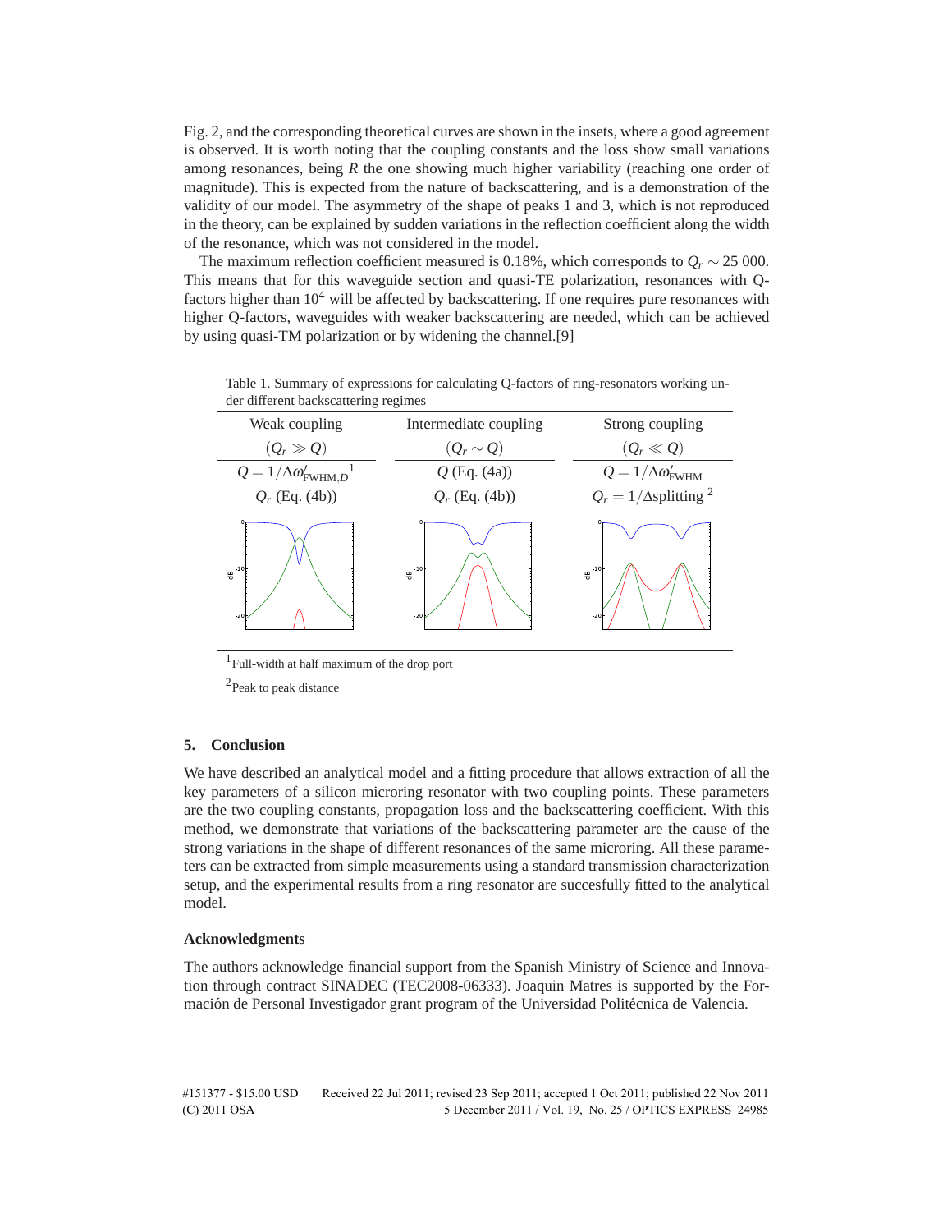Fig. 2, and the corresponding theoretical curves are shown in the insets, where a good agreement is observed. It is worth noting that the coupling constants and the loss show small variations among resonances, being $R$ the one showing much higher variability (reaching one order of magnitude). This is expected from the nature of backscattering, and is a demonstration of the validity of our model. The asymmetry of the shape of peaks 1 and 3, which is not reproduced in the theory, can be explained by sudden variations in the reflection coefficient along the width of the resonance, which was not considered in the model.

The maximum reflection coefficient measured is 0.18%, which corresponds to $Q_r \sim 25\,000$. This means that for this waveguide section and quasi-TE polarization, resonances with Q-factors higher than $10^4$ will be affected by backscattering. If one requires pure resonances with higher Q-factors, waveguides with weaker backscattering are needed, which can be achieved by using quasi-TM polarization or by widening the channel.[9]

Table 1. Summary of expressions for calculating Q-factors of ring-resonators working under different backscattering regimes

| Weak coupling | Intermediate coupling | Strong coupling |
|---|---|---|
| $(Q_r \gg Q)$ | $(Q_r \sim Q)$ | $(Q_r \ll Q)$ |
| $Q = 1/\Delta\omega'_{\mathrm{FWHM},D}$ [1] | $Q$ (Eq. (4a)) | $Q = 1/\Delta\omega'_{\mathrm{FWHM}}$ |
| $Q_r$ (Eq. (4b)) | $Q_r$ (Eq. (4b)) | $Q_r = 1/\Delta\text{splitting}$ [2] |
| 0, -10, -20, dB | 0, -10, -20, dB | 0, -10, -20, dB |

[1] Full-width at half maximum of the drop port

[2] Peak to peak distance

## 5. Conclusion

We have described an analytical model and a fitting procedure that allows extraction of all the key parameters of a silicon microring resonator with two coupling points. These parameters are the two coupling constants, propagation loss and the backscattering coefficient. With this method, we demonstrate that variations of the backscattering parameter are the cause of the strong variations in the shape of different resonances of the same microring. All these parameters can be extracted from simple measurements using a standard transmission characterization setup, and the experimental results from a ring resonator are succesfully fitted to the analytical model.

### Acknowledgments

The authors acknowledge financial support from the Spanish Ministry of Science and Innovation through contract SINADEC (TEC2008-06333). Joaquin Matres is supported by the Formación de Personal Investigador grant program of the Universidad Politécnica de Valencia.

#151377 - $15.00 USD Received 22 Jul 2011; revised 23 Sep 2011; accepted 1 Oct 2011; published 22 Nov 2011
(C) 2011 OSA